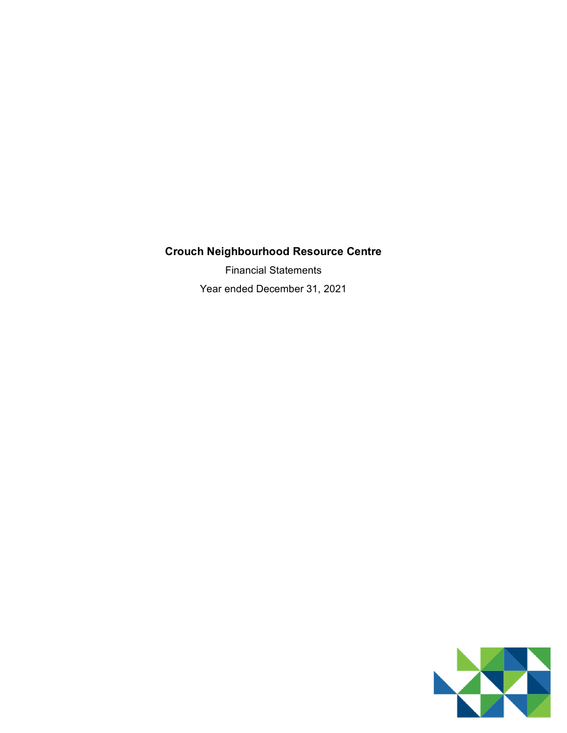# Crouch Neighbourhood Resource Centre

Financial Statements

Year ended December 31, 2021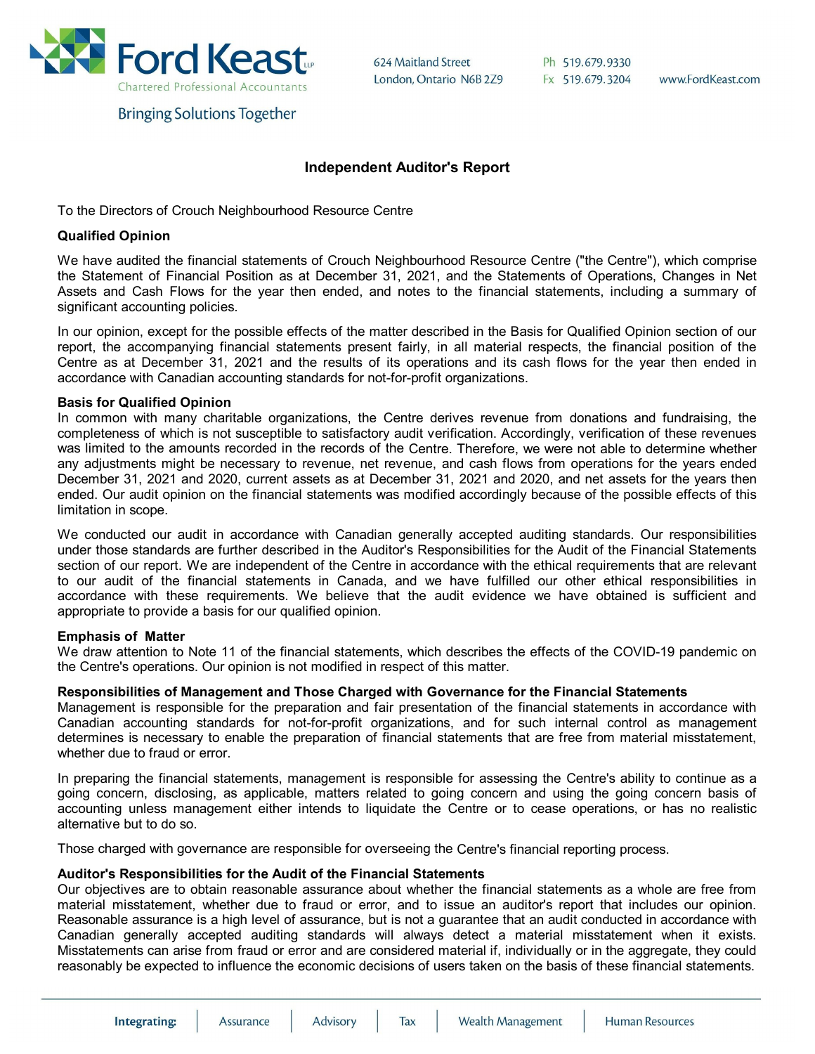Ford Keast LLP
Chartered Professional Accountants
Bringing Solutions Together

624 Maitland Street
London, Ontario N6B 2Z9

Ph 519.679.9330
Fx 519.679.3204

www.FordKeast.com

# Independent Auditor's Report

To the Directors of Crouch Neighbourhood Resource Centre

## Qualified Opinion

We have audited the financial statements of Crouch Neighbourhood Resource Centre ("the Centre"), which comprise the Statement of Financial Position as at December 31, 2021, and the Statements of Operations, Changes in Net Assets and Cash Flows for the year then ended, and notes to the financial statements, including a summary of significant accounting policies.

In our opinion, except for the possible effects of the matter described in the Basis for Qualified Opinion section of our report, the accompanying financial statements present fairly, in all material respects, the financial position of the Centre as at December 31, 2021 and the results of its operations and its cash flows for the year then ended in accordance with Canadian accounting standards for not-for-profit organizations.

## Basis for Qualified Opinion

In common with many charitable organizations, the Centre derives revenue from donations and fundraising, the completeness of which is not susceptible to satisfactory audit verification. Accordingly, verification of these revenues was limited to the amounts recorded in the records of the Centre. Therefore, we were not able to determine whether any adjustments might be necessary to revenue, net revenue, and cash flows from operations for the years ended December 31, 2021 and 2020, current assets as at December 31, 2021 and 2020, and net assets for the years then ended. Our audit opinion on the financial statements was modified accordingly because of the possible effects of this limitation in scope.

We conducted our audit in accordance with Canadian generally accepted auditing standards. Our responsibilities under those standards are further described in the Auditor's Responsibilities for the Audit of the Financial Statements section of our report. We are independent of the Centre in accordance with the ethical requirements that are relevant to our audit of the financial statements in Canada, and we have fulfilled our other ethical responsibilities in accordance with these requirements. We believe that the audit evidence we have obtained is sufficient and appropriate to provide a basis for our qualified opinion.

## Emphasis of Matter

We draw attention to Note 11 of the financial statements, which describes the effects of the COVID-19 pandemic on the Centre's operations. Our opinion is not modified in respect of this matter.

## Responsibilities of Management and Those Charged with Governance for the Financial Statements

Management is responsible for the preparation and fair presentation of the financial statements in accordance with Canadian accounting standards for not-for-profit organizations, and for such internal control as management determines is necessary to enable the preparation of financial statements that are free from material misstatement, whether due to fraud or error.

In preparing the financial statements, management is responsible for assessing the Centre's ability to continue as a going concern, disclosing, as applicable, matters related to going concern and using the going concern basis of accounting unless management either intends to liquidate the Centre or to cease operations, or has no realistic alternative but to do so.

Those charged with governance are responsible for overseeing the Centre's financial reporting process.

## Auditor's Responsibilities for the Audit of the Financial Statements

Our objectives are to obtain reasonable assurance about whether the financial statements as a whole are free from material misstatement, whether due to fraud or error, and to issue an auditor's report that includes our opinion. Reasonable assurance is a high level of assurance, but is not a guarantee that an audit conducted in accordance with Canadian generally accepted auditing standards will always detect a material misstatement when it exists. Misstatements can arise from fraud or error and are considered material if, individually or in the aggregate, they could reasonably be expected to influence the economic decisions of users taken on the basis of these financial statements.

Integrating: | Assurance | Advisory | Tax | Wealth Management | Human Resources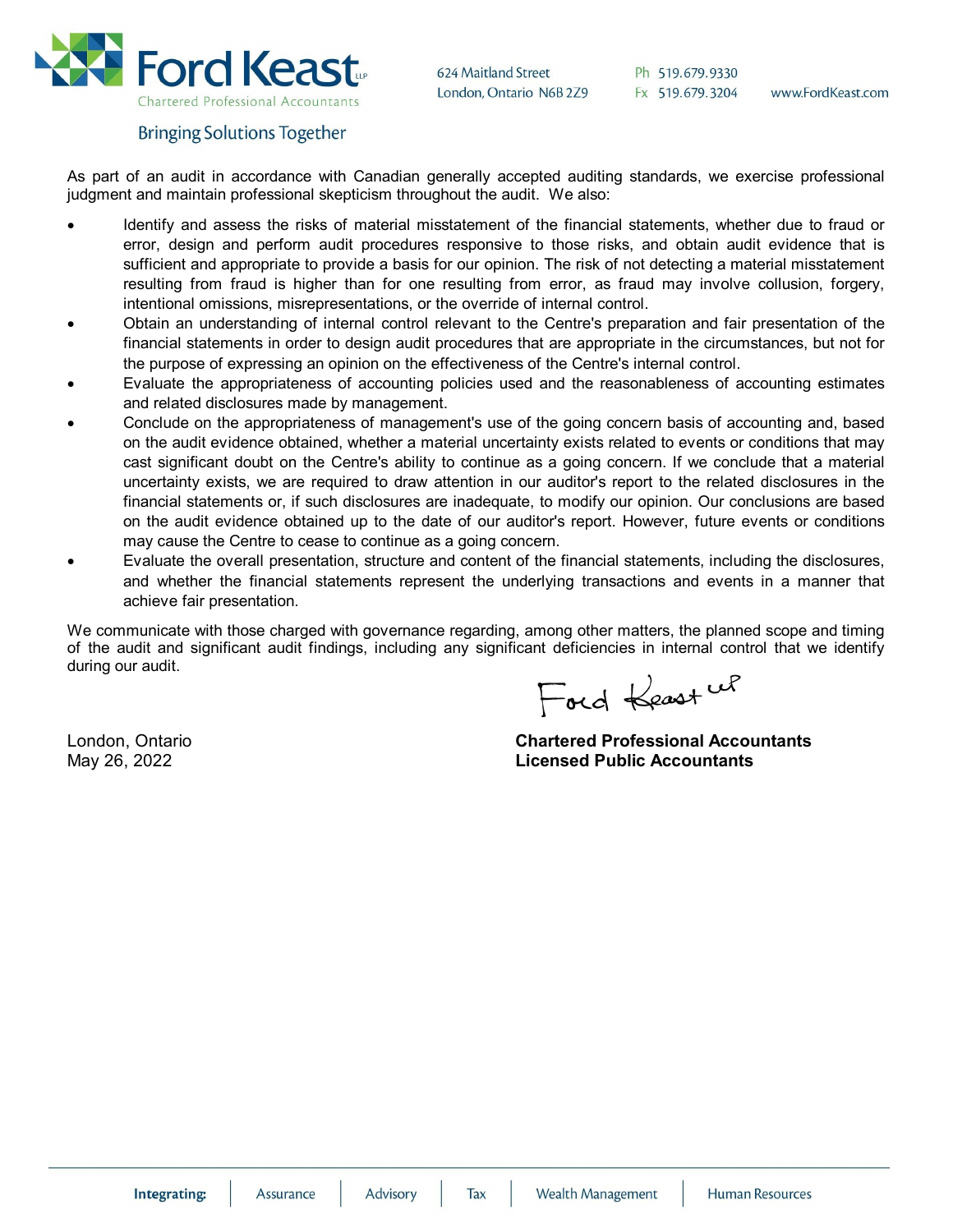As part of an audit in accordance with Canadian generally accepted auditing standards, we exercise professional judgment and maintain professional skepticism throughout the audit. We also:

- Identify and assess the risks of material misstatement of the financial statements, whether due to fraud or error, design and perform audit procedures responsive to those risks, and obtain audit evidence that is sufficient and appropriate to provide a basis for our opinion. The risk of not detecting a material misstatement resulting from fraud is higher than for one resulting from error, as fraud may involve collusion, forgery, intentional omissions, misrepresentations, or the override of internal control.
- Obtain an understanding of internal control relevant to the Centre's preparation and fair presentation of the financial statements in order to design audit procedures that are appropriate in the circumstances, but not for the purpose of expressing an opinion on the effectiveness of the Centre's internal control.
- Evaluate the appropriateness of accounting policies used and the reasonableness of accounting estimates and related disclosures made by management.
- Conclude on the appropriateness of management's use of the going concern basis of accounting and, based on the audit evidence obtained, whether a material uncertainty exists related to events or conditions that may cast significant doubt on the Centre's ability to continue as a going concern. If we conclude that a material uncertainty exists, we are required to draw attention in our auditor's report to the related disclosures in the financial statements or, if such disclosures are inadequate, to modify our opinion. Our conclusions are based on the audit evidence obtained up to the date of our auditor's report. However, future events or conditions may cause the Centre to cease to continue as a going concern.
- Evaluate the overall presentation, structure and content of the financial statements, including the disclosures, and whether the financial statements represent the underlying transactions and events in a manner that achieve fair presentation.

We communicate with those charged with governance regarding, among other matters, the planned scope and timing of the audit and significant audit findings, including any significant deficiencies in internal control that we identify during our audit.

Ford Keast LLP

**Chartered Professional Accountants**
**Licensed Public Accountants**

London, Ontario
May 26, 2022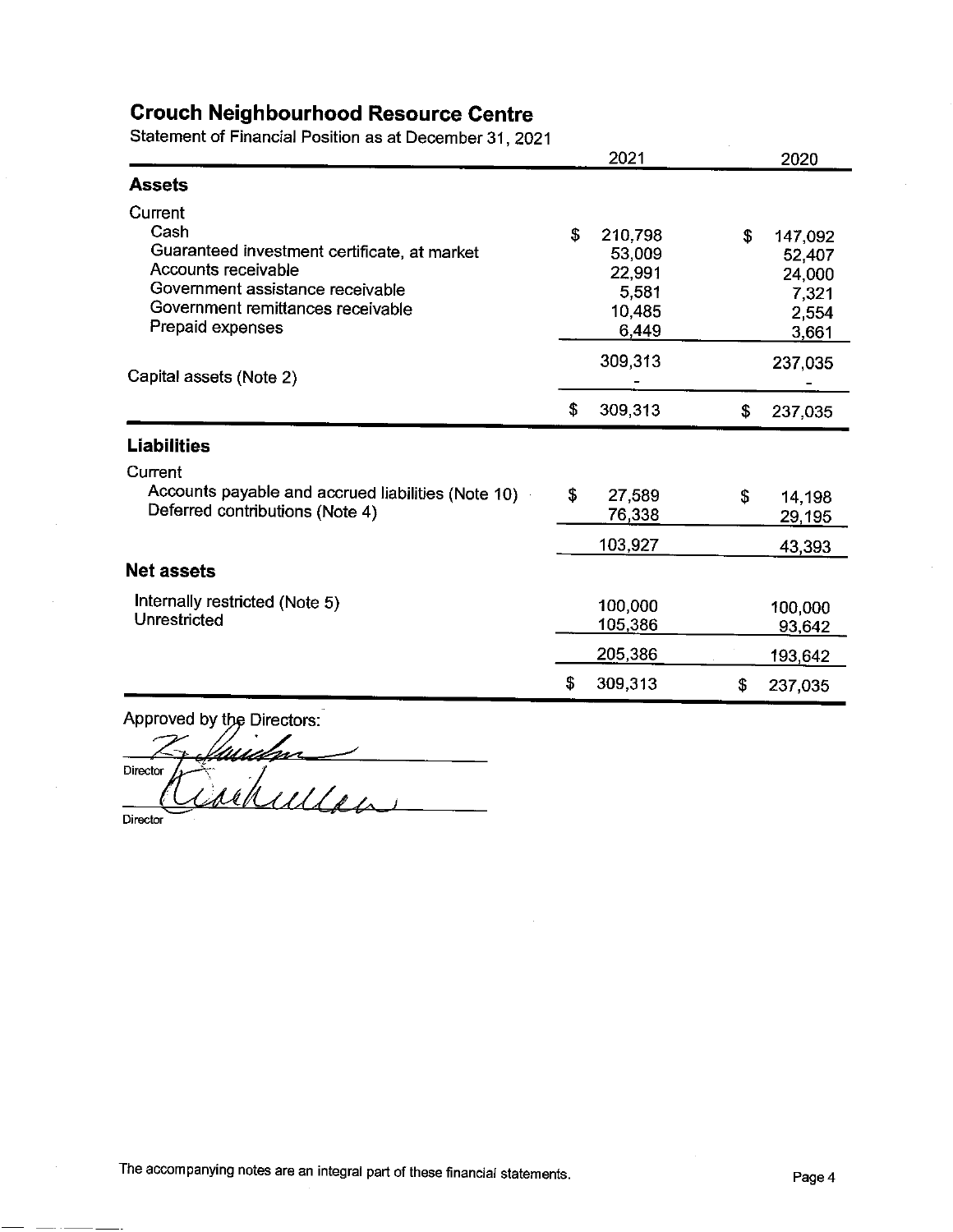# Crouch Neighbourhood Resource Centre

Statement of Financial Position as at December 31, 2021

| | 2021 | 2020 |
|---|---|---|
| **Assets** | | |
| Current | | |
| Cash | $ 210,798 | $ 147,092 |
| Guaranteed investment certificate, at market | 53,009 | 52,407 |
| Accounts receivable | 22,991 | 24,000 |
| Government assistance receivable | 5,581 | 7,321 |
| Government remittances receivable | 10,485 | 2,554 |
| Prepaid expenses | 6,449 | 3,661 |
| | 309,313 | 237,035 |
| Capital assets (Note 2) | - | - |
| | $ 309,313 | $ 237,035 |
| **Liabilities** | | |
| Current | | |
| Accounts payable and accrued liabilities (Note 10) | $ 27,589 | $ 14,198 |
| Deferred contributions (Note 4) | 76,338 | 29,195 |
| | 103,927 | 43,393 |
| **Net assets** | | |
| Internally restricted (Note 5) | 100,000 | 100,000 |
| Unrestricted | 105,386 | 93,642 |
| | 205,386 | 193,642 |
| | $ 309,313 | $ 237,035 |

Approved by the Directors:

Director

Director

The accompanying notes are an integral part of these financial statements.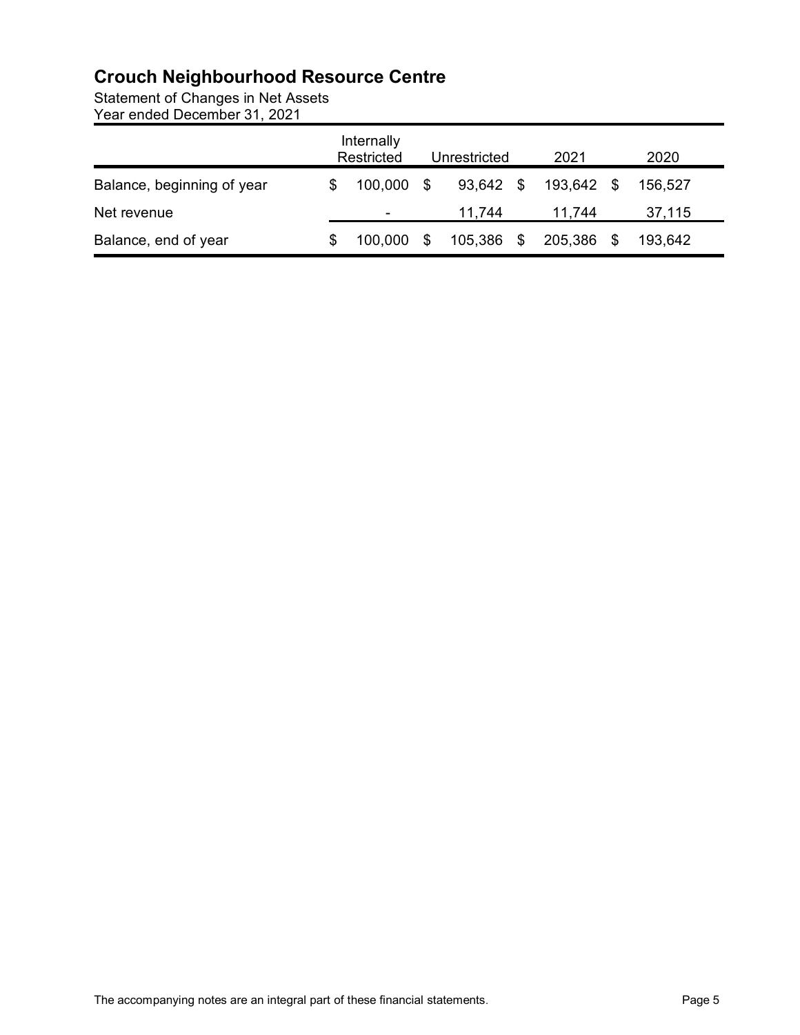# Crouch Neighbourhood Resource Centre

Statement of Changes in Net Assets
Year ended December 31, 2021

| | Internally Restricted | Unrestricted | 2021 | 2020 |
|---|---|---|---|---|
| Balance, beginning of year | $ 100,000 | $ 93,642 | $ 193,642 | $ 156,527 |
| Net revenue | - | 11,744 | 11,744 | 37,115 |
| Balance, end of year | $ 100,000 | $ 105,386 | $ 205,386 | $ 193,642 |

The accompanying notes are an integral part of these financial statements.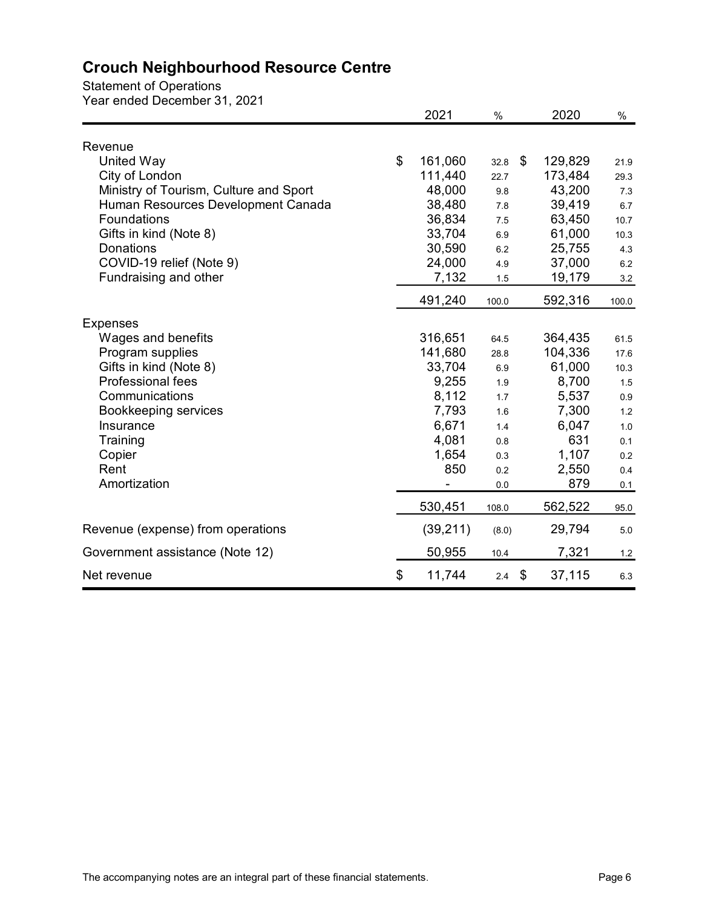# Crouch Neighbourhood Resource Centre

Statement of Operations
Year ended December 31, 2021

| | 2021 | % | 2020 | % |
|---|---|---|---|---|
| **Revenue** | | | | |
| United Way | $ 161,060 | 32.8 | $ 129,829 | 21.9 |
| City of London | 111,440 | 22.7 | 173,484 | 29.3 |
| Ministry of Tourism, Culture and Sport | 48,000 | 9.8 | 43,200 | 7.3 |
| Human Resources Development Canada | 38,480 | 7.8 | 39,419 | 6.7 |
| Foundations | 36,834 | 7.5 | 63,450 | 10.7 |
| Gifts in kind (Note 8) | 33,704 | 6.9 | 61,000 | 10.3 |
| Donations | 30,590 | 6.2 | 25,755 | 4.3 |
| COVID-19 relief (Note 9) | 24,000 | 4.9 | 37,000 | 6.2 |
| Fundraising and other | 7,132 | 1.5 | 19,179 | 3.2 |
| | 491,240 | 100.0 | 592,316 | 100.0 |
| **Expenses** | | | | |
| Wages and benefits | 316,651 | 64.5 | 364,435 | 61.5 |
| Program supplies | 141,680 | 28.8 | 104,336 | 17.6 |
| Gifts in kind (Note 8) | 33,704 | 6.9 | 61,000 | 10.3 |
| Professional fees | 9,255 | 1.9 | 8,700 | 1.5 |
| Communications | 8,112 | 1.7 | 5,537 | 0.9 |
| Bookkeeping services | 7,793 | 1.6 | 7,300 | 1.2 |
| Insurance | 6,671 | 1.4 | 6,047 | 1.0 |
| Training | 4,081 | 0.8 | 631 | 0.1 |
| Copier | 1,654 | 0.3 | 1,107 | 0.2 |
| Rent | 850 | 0.2 | 2,550 | 0.4 |
| Amortization | - | 0.0 | 879 | 0.1 |
| | 530,451 | 108.0 | 562,522 | 95.0 |
| Revenue (expense) from operations | (39,211) | (8.0) | 29,794 | 5.0 |
| Government assistance (Note 12) | 50,955 | 10.4 | 7,321 | 1.2 |
| Net revenue | $ 11,744 | 2.4 | $ 37,115 | 6.3 |

The accompanying notes are an integral part of these financial statements.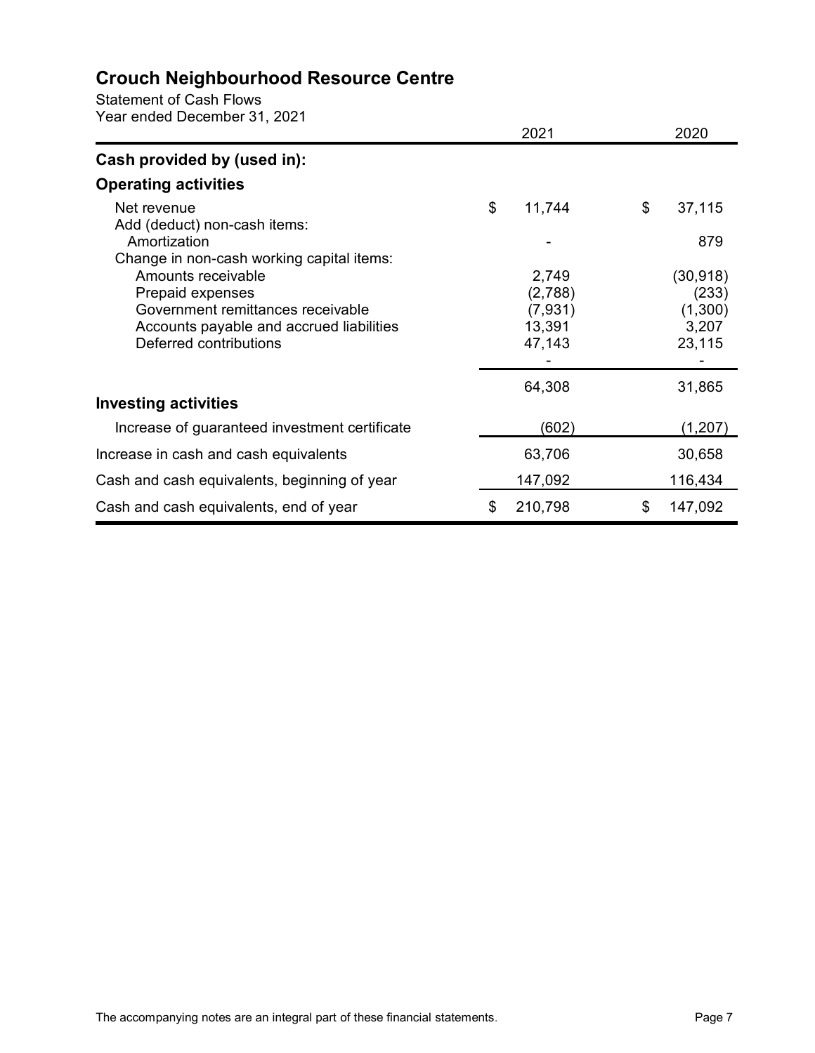# Crouch Neighbourhood Resource Centre

Statement of Cash Flows
Year ended December 31, 2021

| | 2021 | 2020 |
|---|---|---|
| **Cash provided by (used in):** | | |
| **Operating activities** | | |
| Net revenue | $ 11,744 | $ 37,115 |
| Add (deduct) non-cash items: | | |
| Amortization | - | 879 |
| Change in non-cash working capital items: | | |
| Amounts receivable | 2,749 | (30,918) |
| Prepaid expenses | (2,788) | (233) |
| Government remittances receivable | (7,931) | (1,300) |
| Accounts payable and accrued liabilities | 13,391 | 3,207 |
| Deferred contributions | 47,143 | 23,115 |
| | - | - |
| | 64,308 | 31,865 |
| **Investing activities** | | |
| Increase of guaranteed investment certificate | (602) | (1,207) |
| Increase in cash and cash equivalents | 63,706 | 30,658 |
| Cash and cash equivalents, beginning of year | 147,092 | 116,434 |
| Cash and cash equivalents, end of year | $ 210,798 | $ 147,092 |

The accompanying notes are an integral part of these financial statements.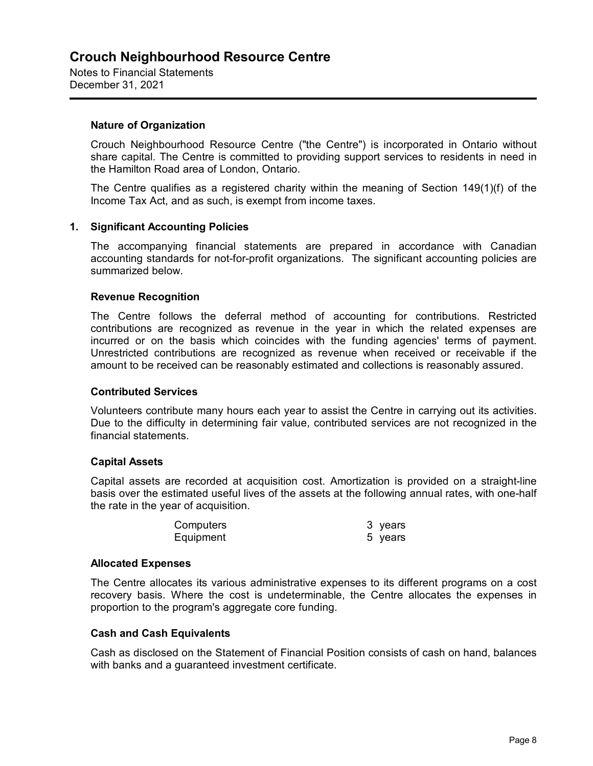# Crouch Neighbourhood Resource Centre

Notes to Financial Statements
December 31, 2021

### Nature of Organization

Crouch Neighbourhood Resource Centre ("the Centre") is incorporated in Ontario without share capital. The Centre is committed to providing support services to residents in need in the Hamilton Road area of London, Ontario.

The Centre qualifies as a registered charity within the meaning of Section 149(1)(f) of the Income Tax Act, and as such, is exempt from income taxes.

## 1. Significant Accounting Policies

The accompanying financial statements are prepared in accordance with Canadian accounting standards for not-for-profit organizations. The significant accounting policies are summarized below.

### Revenue Recognition

The Centre follows the deferral method of accounting for contributions. Restricted contributions are recognized as revenue in the year in which the related expenses are incurred or on the basis which coincides with the funding agencies' terms of payment. Unrestricted contributions are recognized as revenue when received or receivable if the amount to be received can be reasonably estimated and collections is reasonably assured.

### Contributed Services

Volunteers contribute many hours each year to assist the Centre in carrying out its activities. Due to the difficulty in determining fair value, contributed services are not recognized in the financial statements.

### Capital Assets

Capital assets are recorded at acquisition cost. Amortization is provided on a straight-line basis over the estimated useful lives of the assets at the following annual rates, with one-half the rate in the year of acquisition.

| | |
|---|---|
| Computers | 3 years |
| Equipment | 5 years |

### Allocated Expenses

The Centre allocates its various administrative expenses to its different programs on a cost recovery basis. Where the cost is undeterminable, the Centre allocates the expenses in proportion to the program's aggregate core funding.

### Cash and Cash Equivalents

Cash as disclosed on the Statement of Financial Position consists of cash on hand, balances with banks and a guaranteed investment certificate.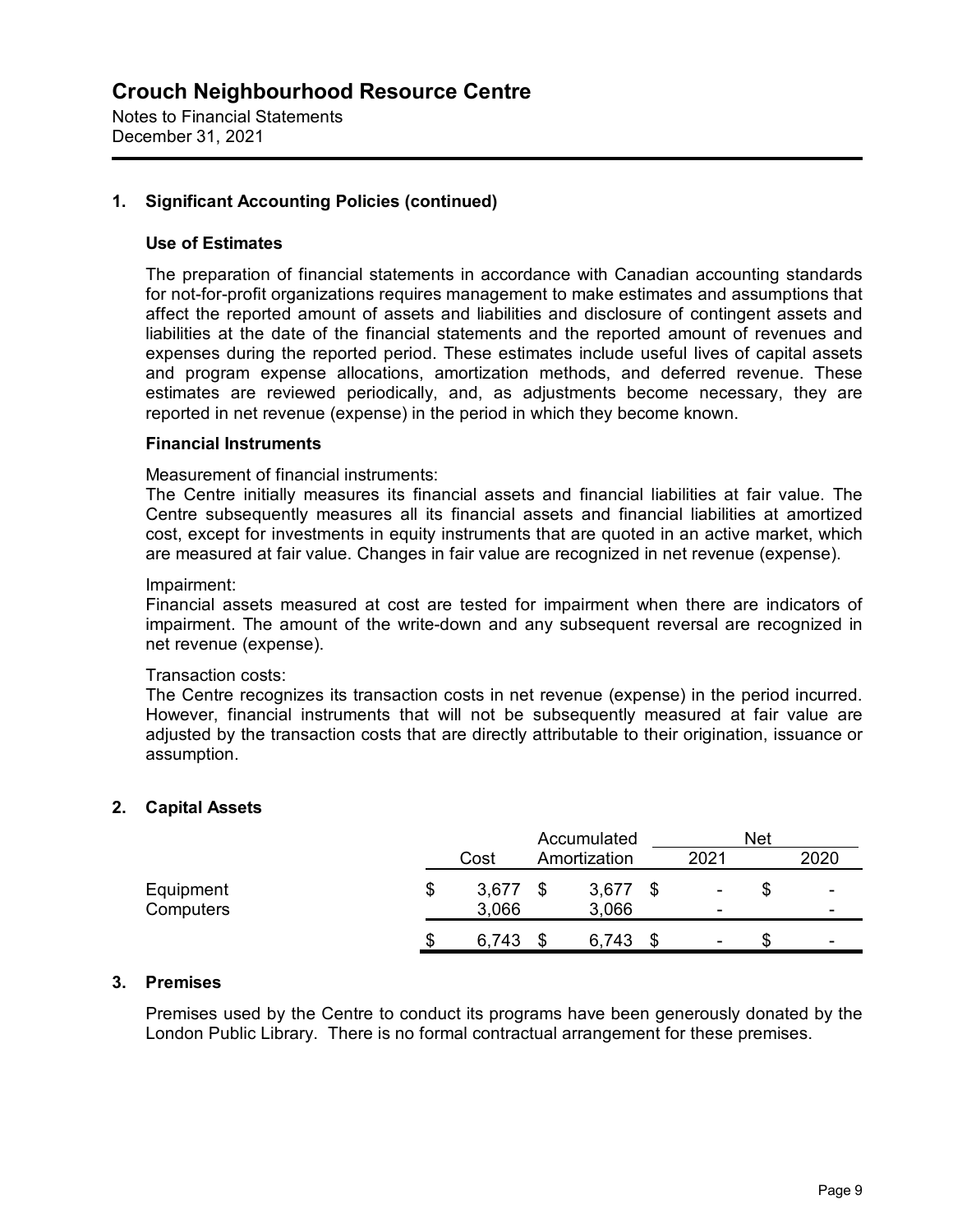# Crouch Neighbourhood Resource Centre

Notes to Financial Statements
December 31, 2021

## 1. Significant Accounting Policies (continued)

### Use of Estimates

The preparation of financial statements in accordance with Canadian accounting standards for not-for-profit organizations requires management to make estimates and assumptions that affect the reported amount of assets and liabilities and disclosure of contingent assets and liabilities at the date of the financial statements and the reported amount of revenues and expenses during the reported period. These estimates include useful lives of capital assets and program expense allocations, amortization methods, and deferred revenue. These estimates are reviewed periodically, and, as adjustments become necessary, they are reported in net revenue (expense) in the period in which they become known.

### Financial Instruments

Measurement of financial instruments:
The Centre initially measures its financial assets and financial liabilities at fair value. The Centre subsequently measures all its financial assets and financial liabilities at amortized cost, except for investments in equity instruments that are quoted in an active market, which are measured at fair value. Changes in fair value are recognized in net revenue (expense).

Impairment:
Financial assets measured at cost are tested for impairment when there are indicators of impairment. The amount of the write-down and any subsequent reversal are recognized in net revenue (expense).

Transaction costs:
The Centre recognizes its transaction costs in net revenue (expense) in the period incurred. However, financial instruments that will not be subsequently measured at fair value are adjusted by the transaction costs that are directly attributable to their origination, issuance or assumption.

## 2. Capital Assets

| | Cost | Accumulated Amortization | Net 2021 | Net 2020 |
|---|---|---|---|---|
| Equipment | $ 3,677 | $ 3,677 | $ - | $ - |
| Computers | 3,066 | 3,066 | - | - |
| | $ 6,743 | $ 6,743 | $ - | $ - |

## 3. Premises

Premises used by the Centre to conduct its programs have been generously donated by the London Public Library. There is no formal contractual arrangement for these premises.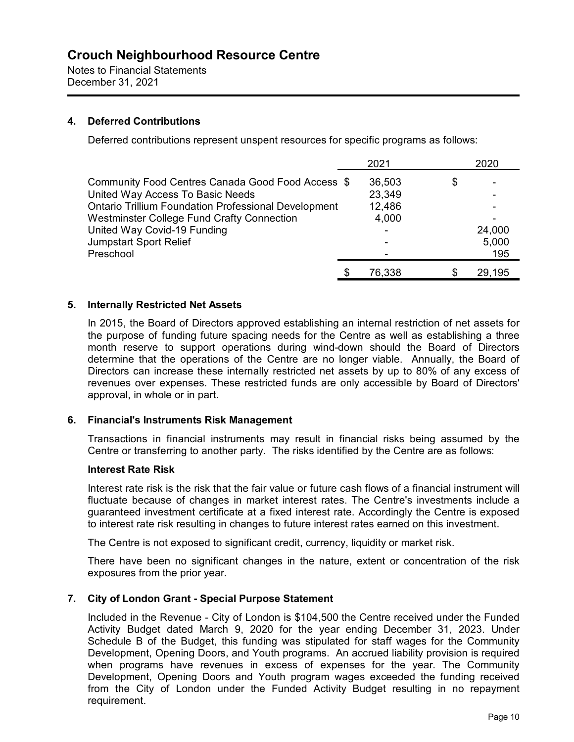# Crouch Neighbourhood Resource Centre

Notes to Financial Statements
December 31, 2021

## 4. Deferred Contributions

Deferred contributions represent unspent resources for specific programs as follows:

| | 2021 | 2020 |
|---|---|---|
| Community Food Centres Canada Good Food Access | $ 36,503 | $ - |
| United Way Access To Basic Needs | 23,349 | - |
| Ontario Trillium Foundation Professional Development | 12,486 | - |
| Westminster College Fund Crafty Connection | 4,000 | - |
| United Way Covid-19 Funding | - | 24,000 |
| Jumpstart Sport Relief | - | 5,000 |
| Preschool | - | 195 |
| | $ 76,338 | $ 29,195 |

## 5. Internally Restricted Net Assets

In 2015, the Board of Directors approved establishing an internal restriction of net assets for the purpose of funding future spacing needs for the Centre as well as establishing a three month reserve to support operations during wind-down should the Board of Directors determine that the operations of the Centre are no longer viable. Annually, the Board of Directors can increase these internally restricted net assets by up to 80% of any excess of revenues over expenses. These restricted funds are only accessible by Board of Directors' approval, in whole or in part.

## 6. Financial's Instruments Risk Management

Transactions in financial instruments may result in financial risks being assumed by the Centre or transferring to another party. The risks identified by the Centre are as follows:

### Interest Rate Risk

Interest rate risk is the risk that the fair value or future cash flows of a financial instrument will fluctuate because of changes in market interest rates. The Centre's investments include a guaranteed investment certificate at a fixed interest rate. Accordingly the Centre is exposed to interest rate risk resulting in changes to future interest rates earned on this investment.

The Centre is not exposed to significant credit, currency, liquidity or market risk.

There have been no significant changes in the nature, extent or concentration of the risk exposures from the prior year.

## 7. City of London Grant - Special Purpose Statement

Included in the Revenue - City of London is $104,500 the Centre received under the Funded Activity Budget dated March 9, 2020 for the year ending December 31, 2023. Under Schedule B of the Budget, this funding was stipulated for staff wages for the Community Development, Opening Doors, and Youth programs. An accrued liability provision is required when programs have revenues in excess of expenses for the year. The Community Development, Opening Doors and Youth program wages exceeded the funding received from the City of London under the Funded Activity Budget resulting in no repayment requirement.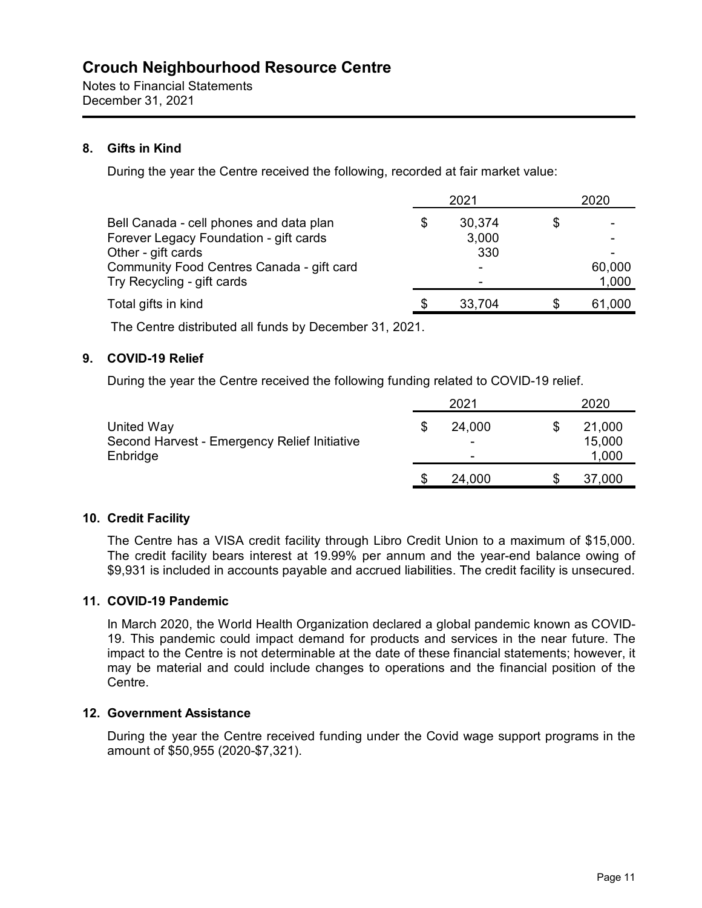# Crouch Neighbourhood Resource Centre

Notes to Financial Statements
December 31, 2021

## 8. Gifts in Kind

During the year the Centre received the following, recorded at fair market value:

| | 2021 | 2020 |
|---|---|---|
| Bell Canada - cell phones and data plan | $ 30,374 | $ - |
| Forever Legacy Foundation - gift cards | 3,000 | - |
| Other - gift cards | 330 | - |
| Community Food Centres Canada - gift card | - | 60,000 |
| Try Recycling - gift cards | - | 1,000 |
| Total gifts in kind | $ 33,704 | $ 61,000 |

The Centre distributed all funds by December 31, 2021.

## 9. COVID-19 Relief

During the year the Centre received the following funding related to COVID-19 relief.

| | 2021 | 2020 |
|---|---|---|
| United Way | $ 24,000 | $ 21,000 |
| Second Harvest - Emergency Relief Initiative | - | 15,000 |
| Enbridge | - | 1,000 |
| | $ 24,000 | $ 37,000 |

## 10. Credit Facility

The Centre has a VISA credit facility through Libro Credit Union to a maximum of $15,000. The credit facility bears interest at 19.99% per annum and the year-end balance owing of $9,931 is included in accounts payable and accrued liabilities. The credit facility is unsecured.

## 11. COVID-19 Pandemic

In March 2020, the World Health Organization declared a global pandemic known as COVID-19. This pandemic could impact demand for products and services in the near future. The impact to the Centre is not determinable at the date of these financial statements; however, it may be material and could include changes to operations and the financial position of the Centre.

## 12. Government Assistance

During the year the Centre received funding under the Covid wage support programs in the amount of $50,955 (2020-$7,321).